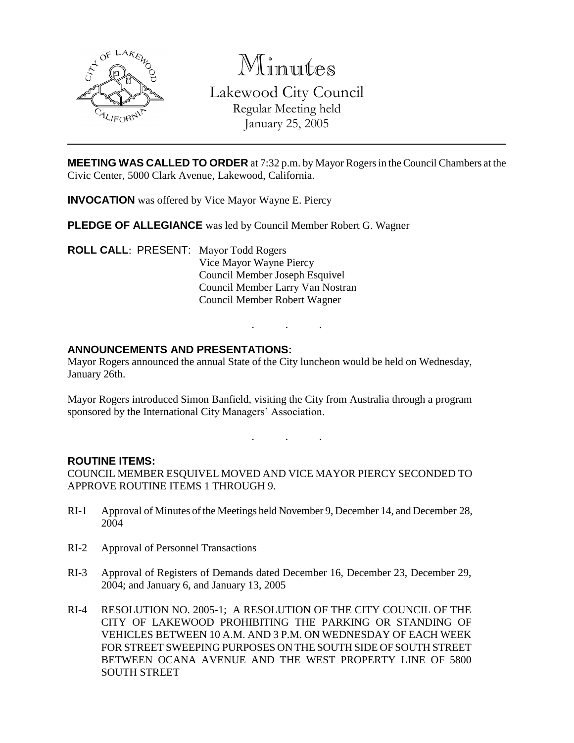# Minutes

Lakewood City Council
Regular Meeting held
January 25, 2005

**MEETING WAS CALLED TO ORDER** at 7:32 p.m. by Mayor Rogers in the Council Chambers at the Civic Center, 5000 Clark Avenue, Lakewood, California.

**INVOCATION** was offered by Vice Mayor Wayne E. Piercy

**PLEDGE OF ALLEGIANCE** was led by Council Member Robert G. Wagner

**ROLL CALL**: PRESENT: Mayor Todd Rogers
Vice Mayor Wayne Piercy
Council Member Joseph Esquivel
Council Member Larry Van Nostran
Council Member Robert Wagner

. . .

**ANNOUNCEMENTS AND PRESENTATIONS:**

Mayor Rogers announced the annual State of the City luncheon would be held on Wednesday, January 26th.

Mayor Rogers introduced Simon Banfield, visiting the City from Australia through a program sponsored by the International City Managers' Association.

. . .

**ROUTINE ITEMS:**

COUNCIL MEMBER ESQUIVEL MOVED AND VICE MAYOR PIERCY SECONDED TO APPROVE ROUTINE ITEMS 1 THROUGH 9.

RI-1 Approval of Minutes of the Meetings held November 9, December 14, and December 28, 2004

RI-2 Approval of Personnel Transactions

RI-3 Approval of Registers of Demands dated December 16, December 23, December 29, 2004; and January 6, and January 13, 2005

RI-4 RESOLUTION NO. 2005-1; A RESOLUTION OF THE CITY COUNCIL OF THE CITY OF LAKEWOOD PROHIBITING THE PARKING OR STANDING OF VEHICLES BETWEEN 10 A.M. AND 3 P.M. ON WEDNESDAY OF EACH WEEK FOR STREET SWEEPING PURPOSES ON THE SOUTH SIDE OF SOUTH STREET BETWEEN OCANA AVENUE AND THE WEST PROPERTY LINE OF 5800 SOUTH STREET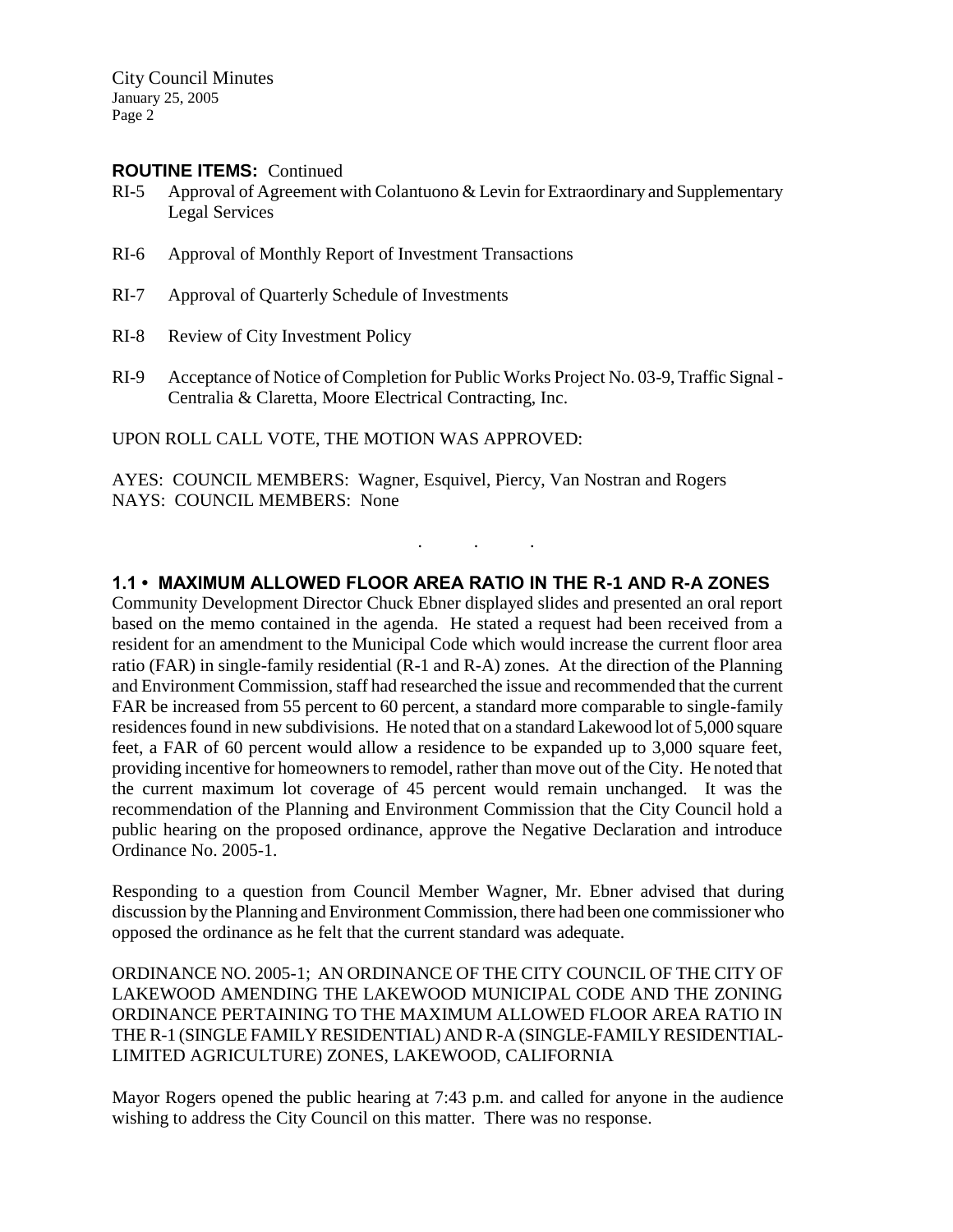**ROUTINE ITEMS:** Continued

RI-5 Approval of Agreement with Colantuono & Levin for Extraordinary and Supplementary Legal Services

RI-6 Approval of Monthly Report of Investment Transactions

RI-7 Approval of Quarterly Schedule of Investments

RI-8 Review of City Investment Policy

RI-9 Acceptance of Notice of Completion for Public Works Project No. 03-9, Traffic Signal - Centralia & Claretta, Moore Electrical Contracting, Inc.

UPON ROLL CALL VOTE, THE MOTION WAS APPROVED:

AYES: COUNCIL MEMBERS: Wagner, Esquivel, Piercy, Van Nostran and Rogers
NAYS: COUNCIL MEMBERS: None

. . .

## 1.1 • MAXIMUM ALLOWED FLOOR AREA RATIO IN THE R-1 AND R-A ZONES

Community Development Director Chuck Ebner displayed slides and presented an oral report based on the memo contained in the agenda. He stated a request had been received from a resident for an amendment to the Municipal Code which would increase the current floor area ratio (FAR) in single-family residential (R-1 and R-A) zones. At the direction of the Planning and Environment Commission, staff had researched the issue and recommended that the current FAR be increased from 55 percent to 60 percent, a standard more comparable to single-family residences found in new subdivisions. He noted that on a standard Lakewood lot of 5,000 square feet, a FAR of 60 percent would allow a residence to be expanded up to 3,000 square feet, providing incentive for homeowners to remodel, rather than move out of the City. He noted that the current maximum lot coverage of 45 percent would remain unchanged. It was the recommendation of the Planning and Environment Commission that the City Council hold a public hearing on the proposed ordinance, approve the Negative Declaration and introduce Ordinance No. 2005-1.

Responding to a question from Council Member Wagner, Mr. Ebner advised that during discussion by the Planning and Environment Commission, there had been one commissioner who opposed the ordinance as he felt that the current standard was adequate.

ORDINANCE NO. 2005-1; AN ORDINANCE OF THE CITY COUNCIL OF THE CITY OF LAKEWOOD AMENDING THE LAKEWOOD MUNICIPAL CODE AND THE ZONING ORDINANCE PERTAINING TO THE MAXIMUM ALLOWED FLOOR AREA RATIO IN THE R-1 (SINGLE FAMILY RESIDENTIAL) AND R-A (SINGLE-FAMILY RESIDENTIAL-LIMITED AGRICULTURE) ZONES, LAKEWOOD, CALIFORNIA

Mayor Rogers opened the public hearing at 7:43 p.m. and called for anyone in the audience wishing to address the City Council on this matter. There was no response.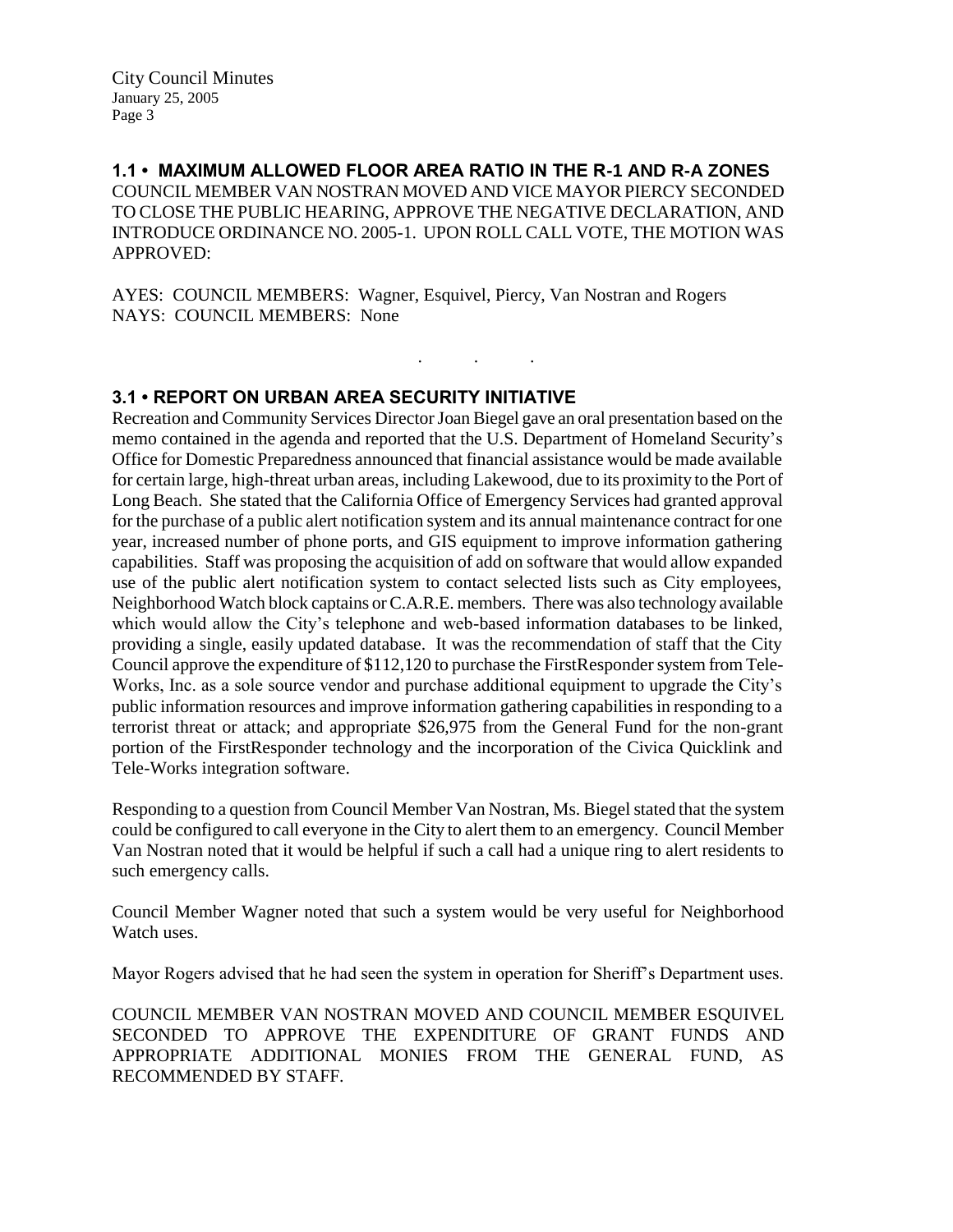### 1.1 • MAXIMUM ALLOWED FLOOR AREA RATIO IN THE R-1 AND R-A ZONES

COUNCIL MEMBER VAN NOSTRAN MOVED AND VICE MAYOR PIERCY SECONDED TO CLOSE THE PUBLIC HEARING, APPROVE THE NEGATIVE DECLARATION, AND INTRODUCE ORDINANCE NO. 2005-1. UPON ROLL CALL VOTE, THE MOTION WAS APPROVED:

AYES: COUNCIL MEMBERS: Wagner, Esquivel, Piercy, Van Nostran and Rogers
NAYS: COUNCIL MEMBERS: None

. . .

### 3.1 • REPORT ON URBAN AREA SECURITY INITIATIVE

Recreation and Community Services Director Joan Biegel gave an oral presentation based on the memo contained in the agenda and reported that the U.S. Department of Homeland Security's Office for Domestic Preparedness announced that financial assistance would be made available for certain large, high-threat urban areas, including Lakewood, due to its proximity to the Port of Long Beach. She stated that the California Office of Emergency Services had granted approval for the purchase of a public alert notification system and its annual maintenance contract for one year, increased number of phone ports, and GIS equipment to improve information gathering capabilities. Staff was proposing the acquisition of add on software that would allow expanded use of the public alert notification system to contact selected lists such as City employees, Neighborhood Watch block captains or C.A.R.E. members. There was also technology available which would allow the City's telephone and web-based information databases to be linked, providing a single, easily updated database. It was the recommendation of staff that the City Council approve the expenditure of $112,120 to purchase the FirstResponder system from Tele-Works, Inc. as a sole source vendor and purchase additional equipment to upgrade the City's public information resources and improve information gathering capabilities in responding to a terrorist threat or attack; and appropriate $26,975 from the General Fund for the non-grant portion of the FirstResponder technology and the incorporation of the Civica Quicklink and Tele-Works integration software.

Responding to a question from Council Member Van Nostran, Ms. Biegel stated that the system could be configured to call everyone in the City to alert them to an emergency. Council Member Van Nostran noted that it would be helpful if such a call had a unique ring to alert residents to such emergency calls.

Council Member Wagner noted that such a system would be very useful for Neighborhood Watch uses.

Mayor Rogers advised that he had seen the system in operation for Sheriff's Department uses.

COUNCIL MEMBER VAN NOSTRAN MOVED AND COUNCIL MEMBER ESQUIVEL SECONDED TO APPROVE THE EXPENDITURE OF GRANT FUNDS AND APPROPRIATE ADDITIONAL MONIES FROM THE GENERAL FUND, AS RECOMMENDED BY STAFF.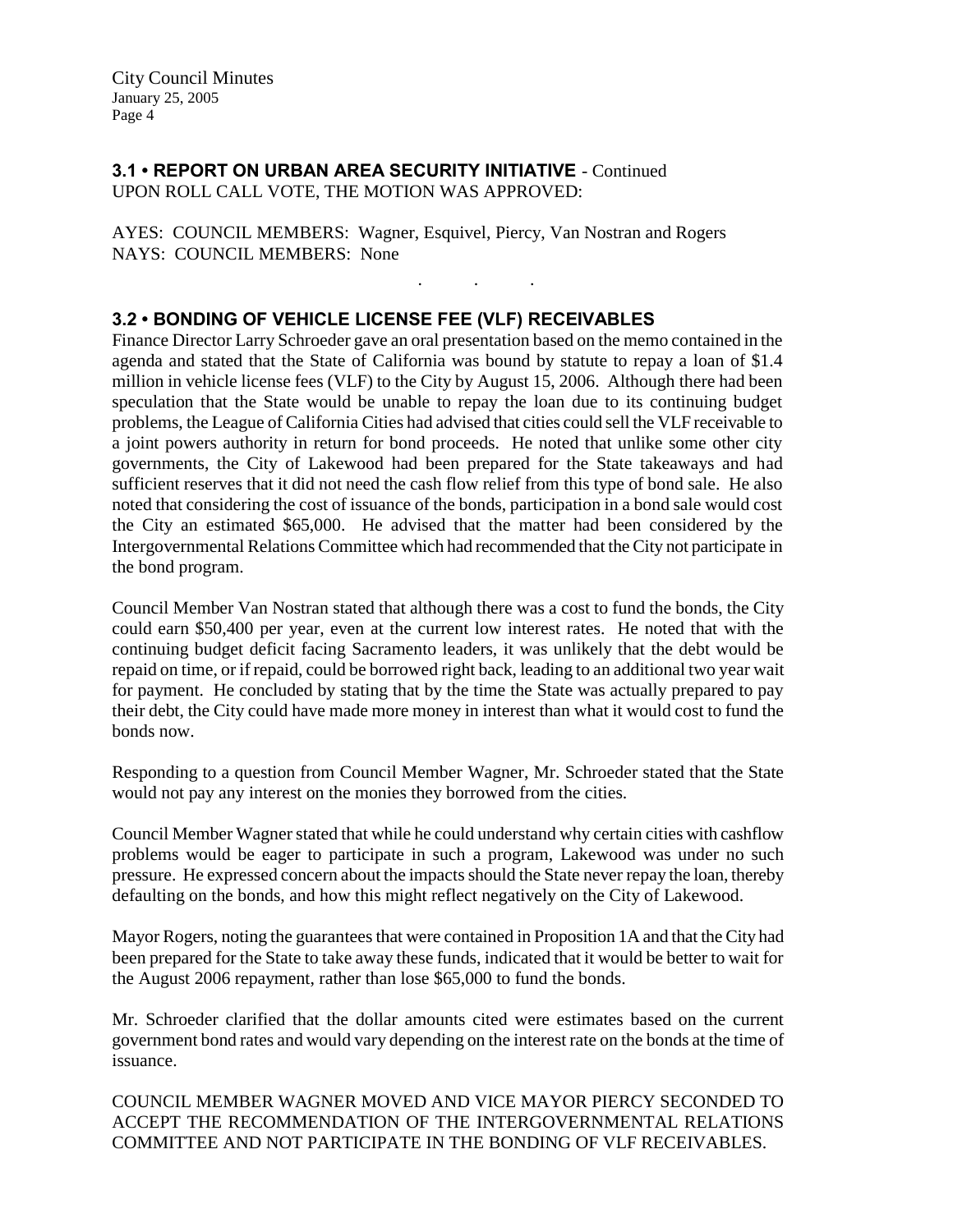### 3.1 • REPORT ON URBAN AREA SECURITY INITIATIVE - Continued

UPON ROLL CALL VOTE, THE MOTION WAS APPROVED:

AYES: COUNCIL MEMBERS: Wagner, Esquivel, Piercy, Van Nostran and Rogers
NAYS: COUNCIL MEMBERS: None

. . .

### 3.2 • BONDING OF VEHICLE LICENSE FEE (VLF) RECEIVABLES

Finance Director Larry Schroeder gave an oral presentation based on the memo contained in the agenda and stated that the State of California was bound by statute to repay a loan of $1.4 million in vehicle license fees (VLF) to the City by August 15, 2006. Although there had been speculation that the State would be unable to repay the loan due to its continuing budget problems, the League of California Cities had advised that cities could sell the VLF receivable to a joint powers authority in return for bond proceeds. He noted that unlike some other city governments, the City of Lakewood had been prepared for the State takeaways and had sufficient reserves that it did not need the cash flow relief from this type of bond sale. He also noted that considering the cost of issuance of the bonds, participation in a bond sale would cost the City an estimated $65,000. He advised that the matter had been considered by the Intergovernmental Relations Committee which had recommended that the City not participate in the bond program.

Council Member Van Nostran stated that although there was a cost to fund the bonds, the City could earn $50,400 per year, even at the current low interest rates. He noted that with the continuing budget deficit facing Sacramento leaders, it was unlikely that the debt would be repaid on time, or if repaid, could be borrowed right back, leading to an additional two year wait for payment. He concluded by stating that by the time the State was actually prepared to pay their debt, the City could have made more money in interest than what it would cost to fund the bonds now.

Responding to a question from Council Member Wagner, Mr. Schroeder stated that the State would not pay any interest on the monies they borrowed from the cities.

Council Member Wagner stated that while he could understand why certain cities with cashflow problems would be eager to participate in such a program, Lakewood was under no such pressure. He expressed concern about the impacts should the State never repay the loan, thereby defaulting on the bonds, and how this might reflect negatively on the City of Lakewood.

Mayor Rogers, noting the guarantees that were contained in Proposition 1A and that the City had been prepared for the State to take away these funds, indicated that it would be better to wait for the August 2006 repayment, rather than lose $65,000 to fund the bonds.

Mr. Schroeder clarified that the dollar amounts cited were estimates based on the current government bond rates and would vary depending on the interest rate on the bonds at the time of issuance.

COUNCIL MEMBER WAGNER MOVED AND VICE MAYOR PIERCY SECONDED TO ACCEPT THE RECOMMENDATION OF THE INTERGOVERNMENTAL RELATIONS COMMITTEE AND NOT PARTICIPATE IN THE BONDING OF VLF RECEIVABLES.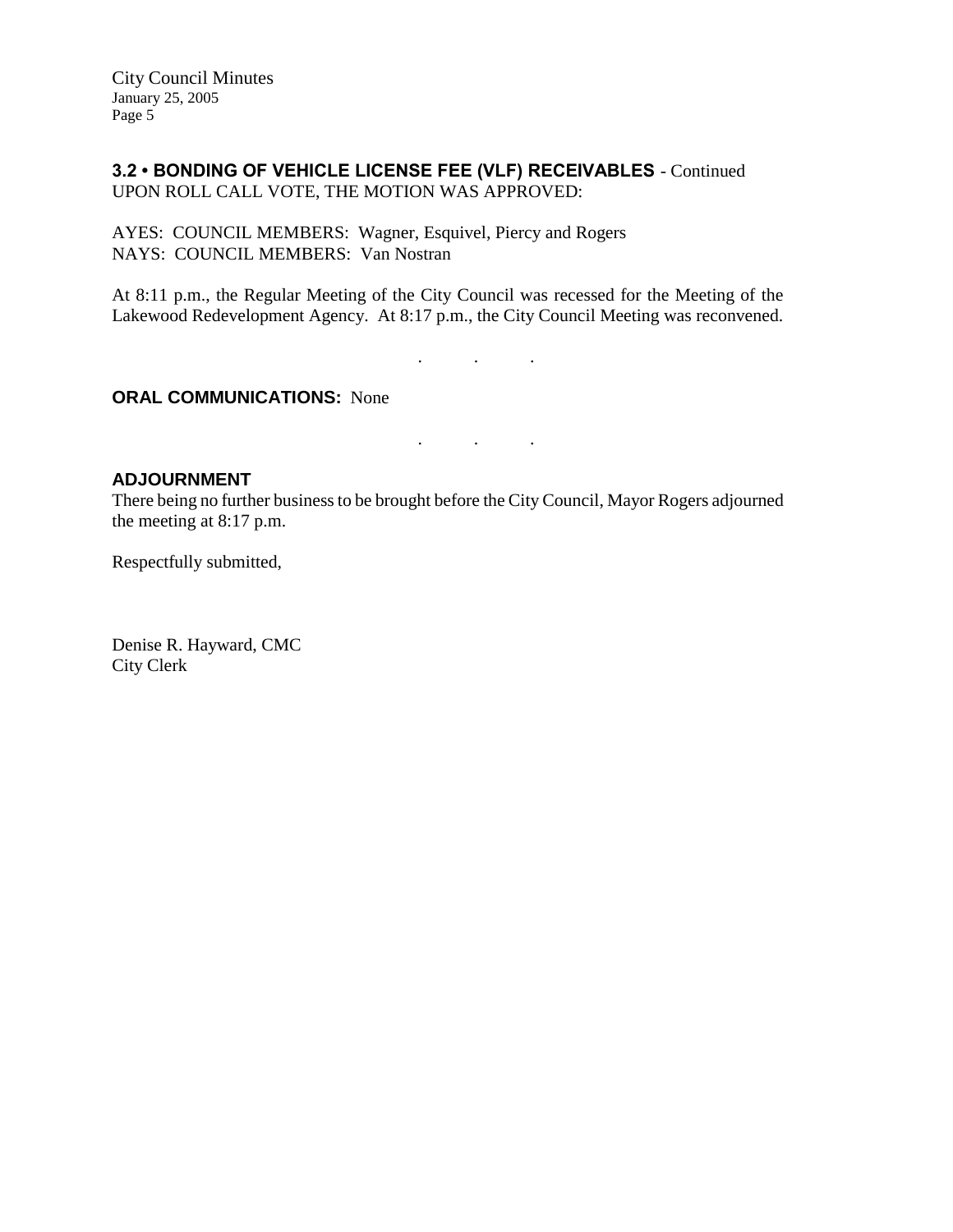**3.2 • BONDING OF VEHICLE LICENSE FEE (VLF) RECEIVABLES** - Continued
UPON ROLL CALL VOTE, THE MOTION WAS APPROVED:

AYES: COUNCIL MEMBERS: Wagner, Esquivel, Piercy and Rogers
NAYS: COUNCIL MEMBERS: Van Nostran

At 8:11 p.m., the Regular Meeting of the City Council was recessed for the Meeting of the Lakewood Redevelopment Agency. At 8:17 p.m., the City Council Meeting was reconvened.

. . .

**ORAL COMMUNICATIONS:** None

. . .

**ADJOURNMENT**
There being no further business to be brought before the City Council, Mayor Rogers adjourned the meeting at 8:17 p.m.

Respectfully submitted,

Denise R. Hayward, CMC
City Clerk